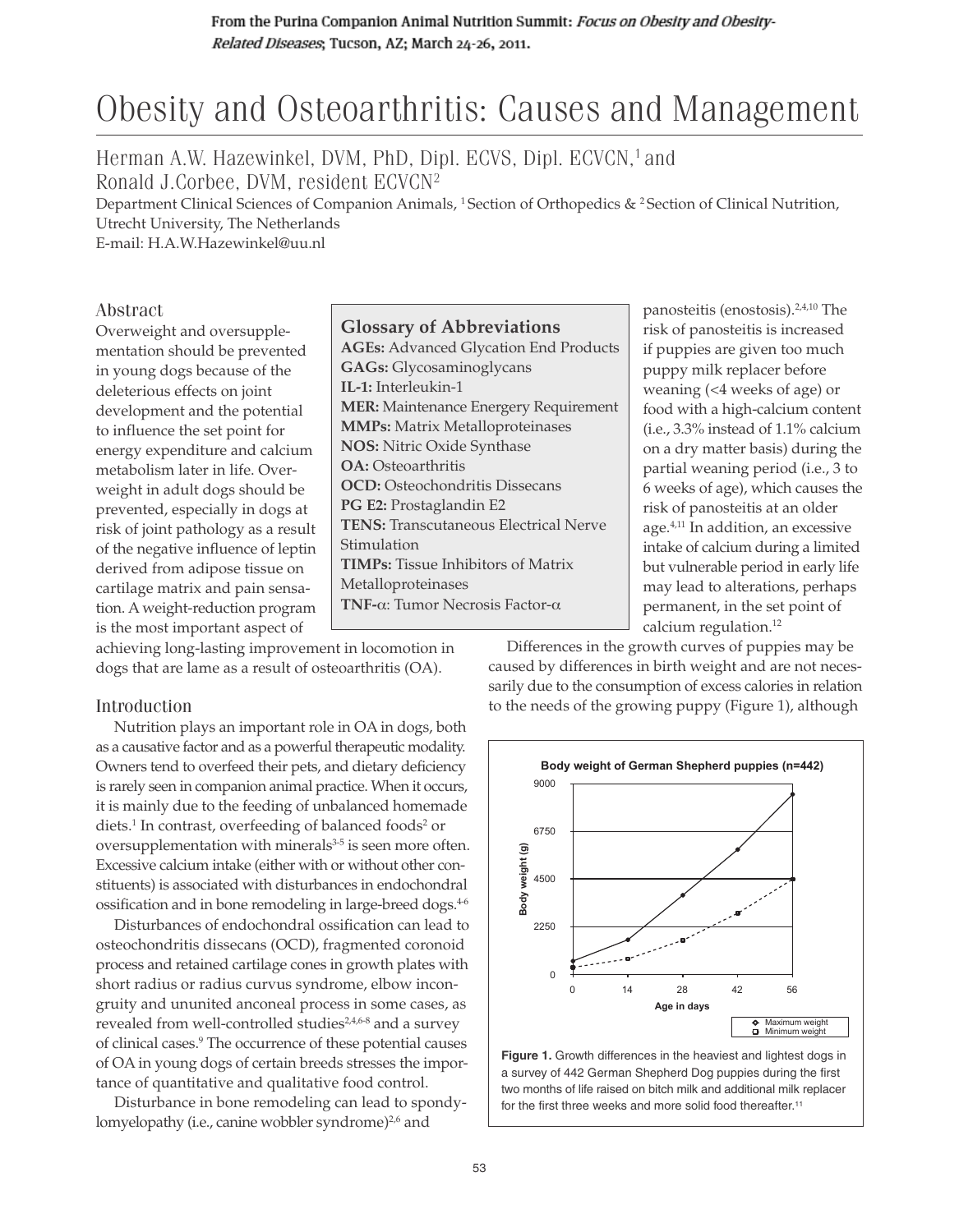From the Purina Companion Animal Nutrition Summit: *Focus on Obesity and Obesity-Related Diseases*; Tucson, AZ; March 24-26, 2011.

# Obesity and Osteoarthritis: Causes and Management

Herman A.W. Hazewinkel, DVM, PhD, Dipl. ECVS, Dipl. ECVCN,[1] and Ronald J.Corbee, DVM, resident ECVCN[2]

Department Clinical Sciences of Companion Animals, [1] Section of Orthopedics & [2] Section of Clinical Nutrition, Utrecht University, The Netherlands
E-mail: H.A.W.Hazewinkel@uu.nl

## Abstract

Overweight and oversupplementation should be prevented in young dogs because of the deleterious effects on joint development and the potential to influence the set point for energy expenditure and calcium metabolism later in life. Overweight in adult dogs should be prevented, especially in dogs at risk of joint pathology as a result of the negative influence of leptin derived from adipose tissue on cartilage matrix and pain sensation. A weight-reduction program is the most important aspect of achieving long-lasting improvement in locomotion in dogs that are lame as a result of osteoarthritis (OA).

> **Glossary of Abbreviations**
>
> **AGEs:** Advanced Glycation End Products
> **GAGs:** Glycosaminoglycans
> **IL-1:** Interleukin-1
> **MER:** Maintenance Energery Requirement
> **MMPs:** Matrix Metalloproteinases
> **NOS:** Nitric Oxide Synthase
> **OA:** Osteoarthritis
> **OCD:** Osteochondritis Dissecans
> **PG E2:** Prostaglandin E2
> **TENS:** Transcutaneous Electrical Nerve Stimulation
> **TIMPs:** Tissue Inhibitors of Matrix Metalloproteinases
> **TNF-α**: Tumor Necrosis Factor-α

## Introduction

Nutrition plays an important role in OA in dogs, both as a causative factor and as a powerful therapeutic modality. Owners tend to overfeed their pets, and dietary deficiency is rarely seen in companion animal practice. When it occurs, it is mainly due to the feeding of unbalanced homemade diets.[1] In contrast, overfeeding of balanced foods[2] or oversupplementation with minerals[3-5] is seen more often. Excessive calcium intake (either with or without other constituents) is associated with disturbances in endochondral ossification and in bone remodeling in large-breed dogs.[4-6]

Disturbances of endochondral ossification can lead to osteochondritis dissecans (OCD), fragmented coronoid process and retained cartilage cones in growth plates with short radius or radius curvus syndrome, elbow incongruity and ununited anconeal process in some cases, as revealed from well-controlled studies[2,4,6-8] and a survey of clinical cases.[9] The occurrence of these potential causes of OA in young dogs of certain breeds stresses the importance of quantitative and qualitative food control.

Disturbance in bone remodeling can lead to spondylomyelopathy (i.e., canine wobbler syndrome)[2,6] and panosteitis (enostosis).[2,4,10] The risk of panosteitis is increased if puppies are given too much puppy milk replacer before weaning (<4 weeks of age) or food with a high-calcium content (i.e., 3.3% instead of 1.1% calcium on a dry matter basis) during the partial weaning period (i.e., 3 to 6 weeks of age), which causes the risk of panosteitis at an older age.[4,11] In addition, an excessive intake of calcium during a limited but vulnerable period in early life may lead to alterations, perhaps permanent, in the set point of calcium regulation.[12]

Differences in the growth curves of puppies may be caused by differences in birth weight and are not necessarily due to the consumption of excess calories in relation to the needs of the growing puppy (Figure 1), although

**Figure 1.** Growth differences in the heaviest and lightest dogs in a survey of 442 German Shepherd Dog puppies during the first two months of life raised on bitch milk and additional milk replacer for the first three weeks and more solid food thereafter.[11]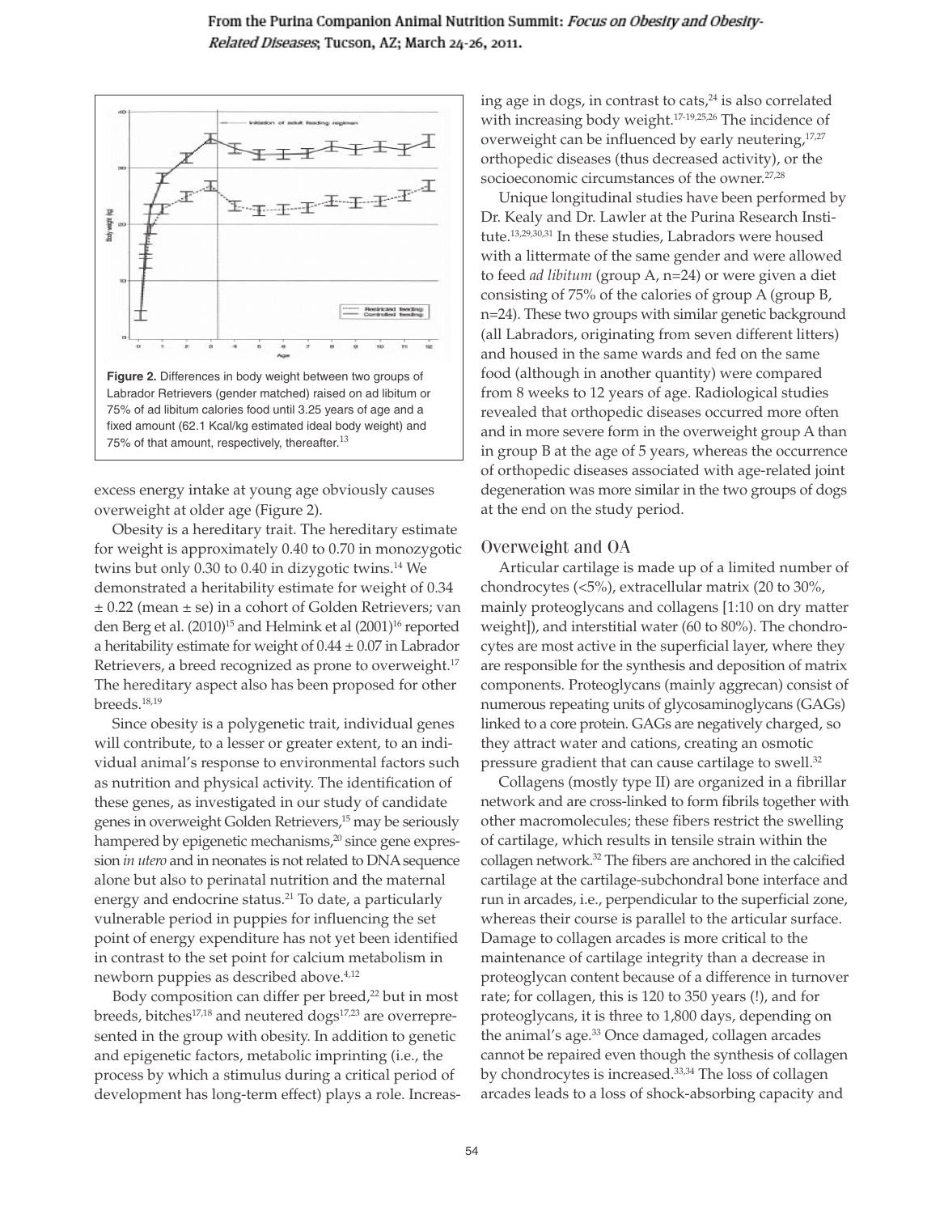**Figure 2.** Differences in body weight between two groups of Labrador Retrievers (gender matched) raised on ad libitum or 75% of ad libitum calories food until 3.25 years of age and a fixed amount (62.1 Kcal/kg estimated ideal body weight) and 75% of that amount, respectively, thereafter.[13]

excess energy intake at young age obviously causes overweight at older age (Figure 2).

Obesity is a hereditary trait. The hereditary estimate for weight is approximately 0.40 to 0.70 in monozygotic twins but only 0.30 to 0.40 in dizygotic twins.[14] We demonstrated a heritability estimate for weight of 0.34 ± 0.22 (mean ± se) in a cohort of Golden Retrievers; van den Berg et al. (2010)[15] and Helmink et al (2001)[16] reported a heritability estimate for weight of 0.44 ± 0.07 in Labrador Retrievers, a breed recognized as prone to overweight.[17] The hereditary aspect also has been proposed for other breeds.[18,19]

Since obesity is a polygenetic trait, individual genes will contribute, to a lesser or greater extent, to an individual animal's response to environmental factors such as nutrition and physical activity. The identification of these genes, as investigated in our study of candidate genes in overweight Golden Retrievers,[15] may be seriously hampered by epigenetic mechanisms,[20] since gene expression *in utero* and in neonates is not related to DNA sequence alone but also to perinatal nutrition and the maternal energy and endocrine status.[21] To date, a particularly vulnerable period in puppies for influencing the set point of energy expenditure has not yet been identified in contrast to the set point for calcium metabolism in newborn puppies as described above.[4,12]

Body composition can differ per breed,[22] but in most breeds, bitches[17,18] and neutered dogs[17,23] are overrepresented in the group with obesity. In addition to genetic and epigenetic factors, metabolic imprinting (i.e., the process by which a stimulus during a critical period of development has long-term effect) plays a role. Increasing age in dogs, in contrast to cats,[24] is also correlated with increasing body weight.[17-19,25,26] The incidence of overweight can be influenced by early neutering,[17,27] orthopedic diseases (thus decreased activity), or the socioeconomic circumstances of the owner.[27,28]

Unique longitudinal studies have been performed by Dr. Kealy and Dr. Lawler at the Purina Research Institute.[13,29,30,31] In these studies, Labradors were housed with a littermate of the same gender and were allowed to feed *ad libitum* (group A, n=24) or were given a diet consisting of 75% of the calories of group A (group B, n=24). These two groups with similar genetic background (all Labradors, originating from seven different litters) and housed in the same wards and fed on the same food (although in another quantity) were compared from 8 weeks to 12 years of age. Radiological studies revealed that orthopedic diseases occurred more often and in more severe form in the overweight group A than in group B at the age of 5 years, whereas the occurrence of orthopedic diseases associated with age-related joint degeneration was more similar in the two groups of dogs at the end on the study period.

## Overweight and OA

Articular cartilage is made up of a limited number of chondrocytes (<5%), extracellular matrix (20 to 30%, mainly proteoglycans and collagens [1:10 on dry matter weight]), and interstitial water (60 to 80%). The chondrocytes are most active in the superficial layer, where they are responsible for the synthesis and deposition of matrix components. Proteoglycans (mainly aggrecan) consist of numerous repeating units of glycosaminoglycans (GAGs) linked to a core protein. GAGs are negatively charged, so they attract water and cations, creating an osmotic pressure gradient that can cause cartilage to swell.[32]

Collagens (mostly type II) are organized in a fibrillar network and are cross-linked to form fibrils together with other macromolecules; these fibers restrict the swelling of cartilage, which results in tensile strain within the collagen network.[32] The fibers are anchored in the calcified cartilage at the cartilage-subchondral bone interface and run in arcades, i.e., perpendicular to the superficial zone, whereas their course is parallel to the articular surface. Damage to collagen arcades is more critical to the maintenance of cartilage integrity than a decrease in proteoglycan content because of a difference in turnover rate; for collagen, this is 120 to 350 years (!), and for proteoglycans, it is three to 1,800 days, depending on the animal's age.[33] Once damaged, collagen arcades cannot be repaired even though the synthesis of collagen by chondrocytes is increased.[33,34] The loss of collagen arcades leads to a loss of shock-absorbing capacity and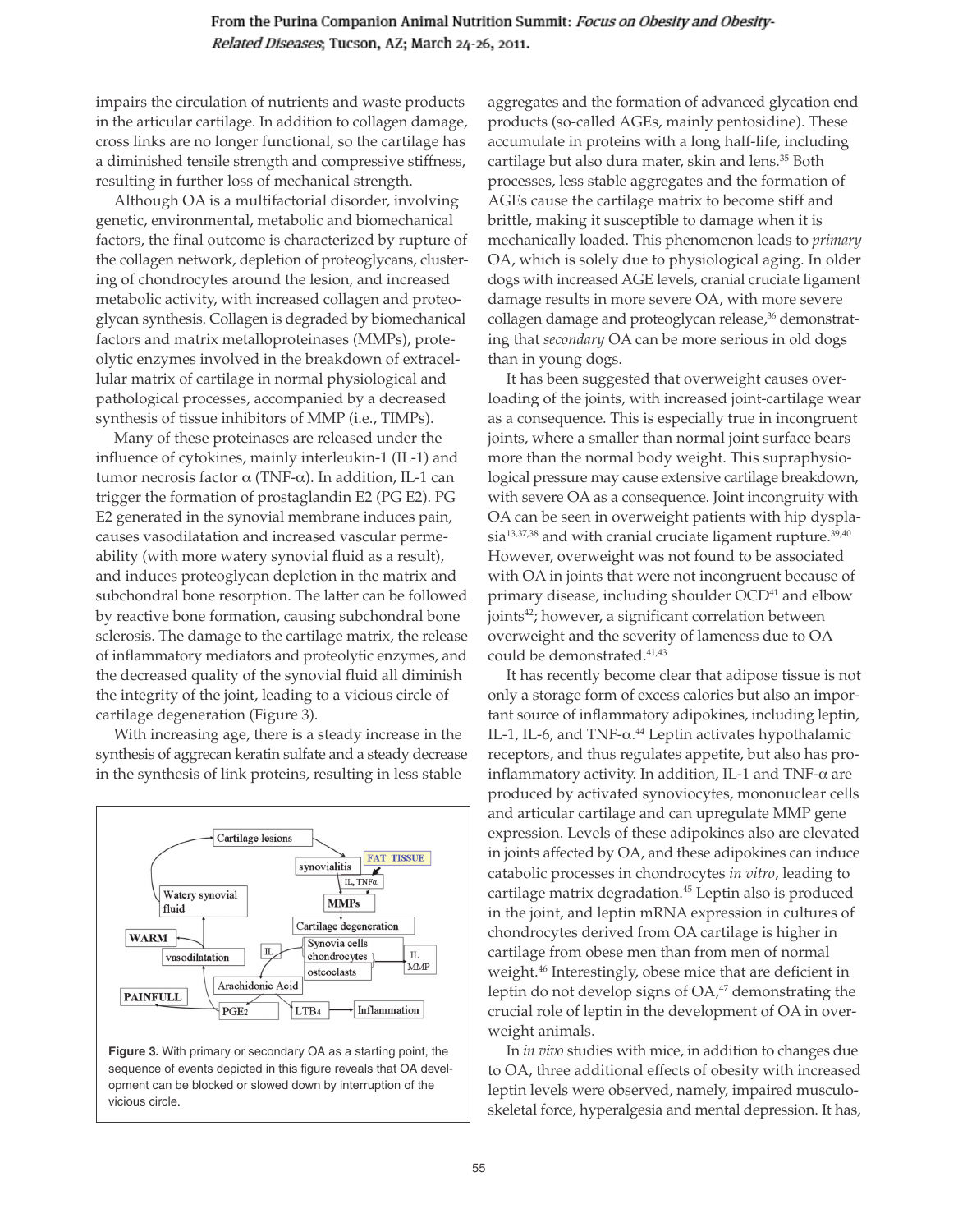impairs the circulation of nutrients and waste products in the articular cartilage. In addition to collagen damage, cross links are no longer functional, so the cartilage has a diminished tensile strength and compressive stiffness, resulting in further loss of mechanical strength.

Although OA is a multifactorial disorder, involving genetic, environmental, metabolic and biomechanical factors, the final outcome is characterized by rupture of the collagen network, depletion of proteoglycans, clustering of chondrocytes around the lesion, and increased metabolic activity, with increased collagen and proteoglycan synthesis. Collagen is degraded by biomechanical factors and matrix metalloproteinases (MMPs), proteolytic enzymes involved in the breakdown of extracellular matrix of cartilage in normal physiological and pathological processes, accompanied by a decreased synthesis of tissue inhibitors of MMP (i.e., TIMPs).

Many of these proteinases are released under the influence of cytokines, mainly interleukin-1 (IL-1) and tumor necrosis factor α (TNF-α). In addition, IL-1 can trigger the formation of prostaglandin E2 (PG E2). PG E2 generated in the synovial membrane induces pain, causes vasodilatation and increased vascular permeability (with more watery synovial fluid as a result), and induces proteoglycan depletion in the matrix and subchondral bone resorption. The latter can be followed by reactive bone formation, causing subchondral bone sclerosis. The damage to the cartilage matrix, the release of inflammatory mediators and proteolytic enzymes, and the decreased quality of the synovial fluid all diminish the integrity of the joint, leading to a vicious circle of cartilage degeneration (Figure 3).

With increasing age, there is a steady increase in the synthesis of aggrecan keratin sulfate and a steady decrease in the synthesis of link proteins, resulting in less stable aggregates and the formation of advanced glycation end products (so-called AGEs, mainly pentosidine). These accumulate in proteins with a long half-life, including cartilage but also dura mater, skin and lens.[35] Both processes, less stable aggregates and the formation of AGEs cause the cartilage matrix to become stiff and brittle, making it susceptible to damage when it is mechanically loaded. This phenomenon leads to *primary* OA, which is solely due to physiological aging. In older dogs with increased AGE levels, cranial cruciate ligament damage results in more severe OA, with more severe collagen damage and proteoglycan release,[36] demonstrating that *secondary* OA can be more serious in old dogs than in young dogs.

It has been suggested that overweight causes overloading of the joints, with increased joint-cartilage wear as a consequence. This is especially true in incongruent joints, where a smaller than normal joint surface bears more than the normal body weight. This supraphysiological pressure may cause extensive cartilage breakdown, with severe OA as a consequence. Joint incongruity with OA can be seen in overweight patients with hip dysplasia[13,37,38] and with cranial cruciate ligament rupture.[39,40] However, overweight was not found to be associated with OA in joints that were not incongruent because of primary disease, including shoulder OCD[41] and elbow joints[42]; however, a significant correlation between overweight and the severity of lameness due to OA could be demonstrated.[41,43]

It has recently become clear that adipose tissue is not only a storage form of excess calories but also an important source of inflammatory adipokines, including leptin, IL-1, IL-6, and TNF-α.[44] Leptin activates hypothalamic receptors, and thus regulates appetite, but also has pro-inflammatory activity. In addition, IL-1 and TNF-α are produced by activated synoviocytes, mononuclear cells and articular cartilage and can upregulate MMP gene expression. Levels of these adipokines also are elevated in joints affected by OA, and these adipokines can induce catabolic processes in chondrocytes *in vitro*, leading to cartilage matrix degradation.[45] Leptin also is produced in the joint, and leptin mRNA expression in cultures of chondrocytes derived from OA cartilage is higher in cartilage from obese men than from men of normal weight.[46] Interestingly, obese mice that are deficient in leptin do not develop signs of OA,[47] demonstrating the crucial role of leptin in the development of OA in overweight animals.

In *in vivo* studies with mice, in addition to changes due to OA, three additional effects of obesity with increased leptin levels were observed, namely, impaired musculoskeletal force, hyperalgesia and mental depression. It has,

**Figure 3.** With primary or secondary OA as a starting point, the sequence of events depicted in this figure reveals that OA development can be blocked or slowed down by interruption of the vicious circle.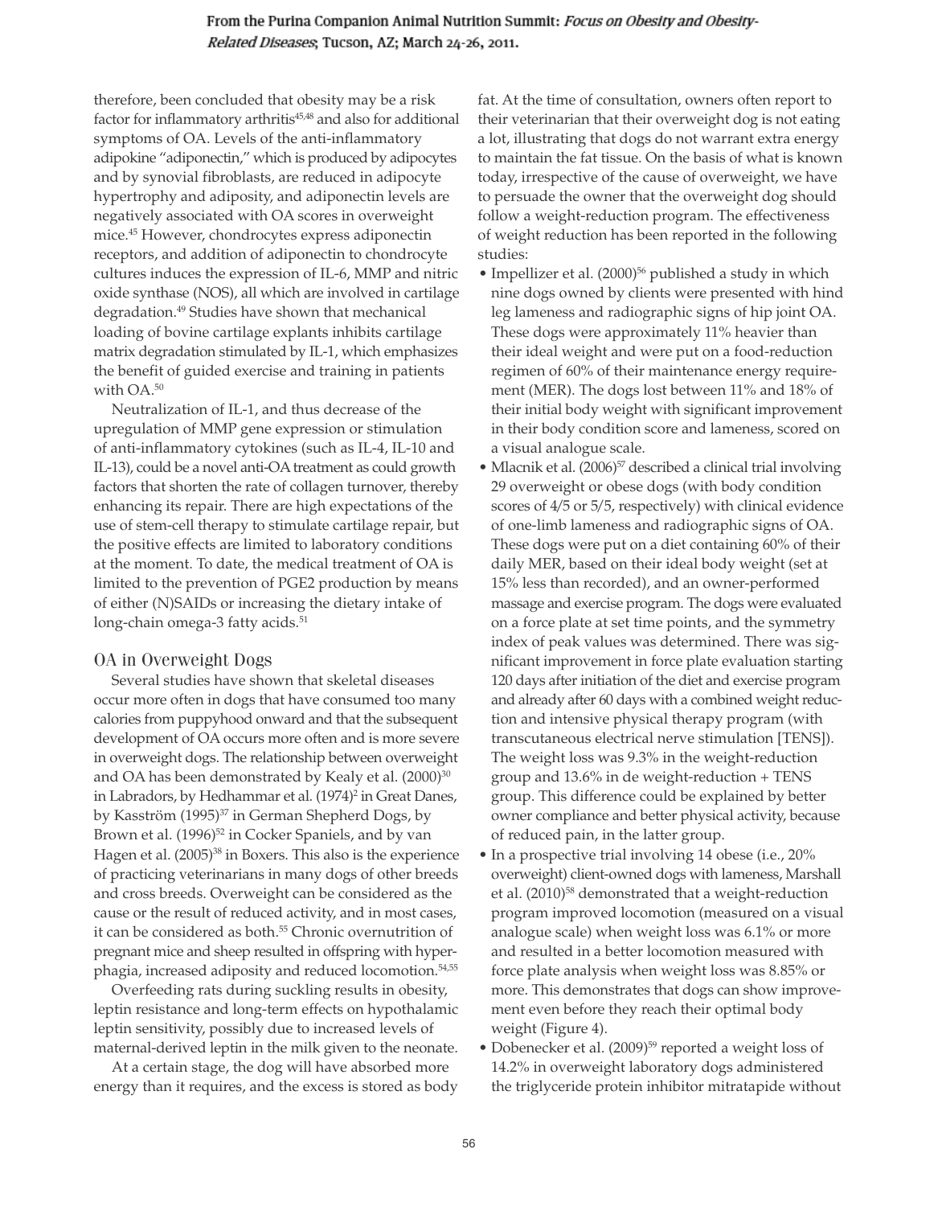therefore, been concluded that obesity may be a risk factor for inflammatory arthritis[45,48] and also for additional symptoms of OA. Levels of the anti-inflammatory adipokine "adiponectin," which is produced by adipocytes and by synovial fibroblasts, are reduced in adipocyte hypertrophy and adiposity, and adiponectin levels are negatively associated with OA scores in overweight mice.[45] However, chondrocytes express adiponectin receptors, and addition of adiponectin to chondrocyte cultures induces the expression of IL-6, MMP and nitric oxide synthase (NOS), all which are involved in cartilage degradation.[49] Studies have shown that mechanical loading of bovine cartilage explants inhibits cartilage matrix degradation stimulated by IL-1, which emphasizes the benefit of guided exercise and training in patients with OA.[50]

Neutralization of IL-1, and thus decrease of the upregulation of MMP gene expression or stimulation of anti-inflammatory cytokines (such as IL-4, IL-10 and IL-13), could be a novel anti-OA treatment as could growth factors that shorten the rate of collagen turnover, thereby enhancing its repair. There are high expectations of the use of stem-cell therapy to stimulate cartilage repair, but the positive effects are limited to laboratory conditions at the moment. To date, the medical treatment of OA is limited to the prevention of PGE2 production by means of either (N)SAIDs or increasing the dietary intake of long-chain omega-3 fatty acids.[51]

## OA in Overweight Dogs

Several studies have shown that skeletal diseases occur more often in dogs that have consumed too many calories from puppyhood onward and that the subsequent development of OA occurs more often and is more severe in overweight dogs. The relationship between overweight and OA has been demonstrated by Kealy et al. (2000)[30] in Labradors, by Hedhammar et al. (1974)[2] in Great Danes, by Kasström (1995)[37] in German Shepherd Dogs, by Brown et al. (1996)[52] in Cocker Spaniels, and by van Hagen et al. (2005)[38] in Boxers. This also is the experience of practicing veterinarians in many dogs of other breeds and cross breeds. Overweight can be considered as the cause or the result of reduced activity, and in most cases, it can be considered as both.[55] Chronic overnutrition of pregnant mice and sheep resulted in offspring with hyperphagia, increased adiposity and reduced locomotion.[54,55]

Overfeeding rats during suckling results in obesity, leptin resistance and long-term effects on hypothalamic leptin sensitivity, possibly due to increased levels of maternal-derived leptin in the milk given to the neonate.

At a certain stage, the dog will have absorbed more energy than it requires, and the excess is stored as body fat. At the time of consultation, owners often report to their veterinarian that their overweight dog is not eating a lot, illustrating that dogs do not warrant extra energy to maintain the fat tissue. On the basis of what is known today, irrespective of the cause of overweight, we have to persuade the owner that the overweight dog should follow a weight-reduction program. The effectiveness of weight reduction has been reported in the following studies:

- Impellizer et al. (2000)[56] published a study in which nine dogs owned by clients were presented with hind leg lameness and radiographic signs of hip joint OA. These dogs were approximately 11% heavier than their ideal weight and were put on a food-reduction regimen of 60% of their maintenance energy requirement (MER). The dogs lost between 11% and 18% of their initial body weight with significant improvement in their body condition score and lameness, scored on a visual analogue scale.
- Mlacnik et al. (2006)[57] described a clinical trial involving 29 overweight or obese dogs (with body condition scores of 4/5 or 5/5, respectively) with clinical evidence of one-limb lameness and radiographic signs of OA. These dogs were put on a diet containing 60% of their daily MER, based on their ideal body weight (set at 15% less than recorded), and an owner-performed massage and exercise program. The dogs were evaluated on a force plate at set time points, and the symmetry index of peak values was determined. There was significant improvement in force plate evaluation starting 120 days after initiation of the diet and exercise program and already after 60 days with a combined weight reduction and intensive physical therapy program (with transcutaneous electrical nerve stimulation [TENS]). The weight loss was 9.3% in the weight-reduction group and 13.6% in de weight-reduction + TENS group. This difference could be explained by better owner compliance and better physical activity, because of reduced pain, in the latter group.
- In a prospective trial involving 14 obese (i.e., 20% overweight) client-owned dogs with lameness, Marshall et al. (2010)[58] demonstrated that a weight-reduction program improved locomotion (measured on a visual analogue scale) when weight loss was 6.1% or more and resulted in a better locomotion measured with force plate analysis when weight loss was 8.85% or more. This demonstrates that dogs can show improvement even before they reach their optimal body weight (Figure 4).
- Dobenecker et al. (2009)[59] reported a weight loss of 14.2% in overweight laboratory dogs administered the triglyceride protein inhibitor mitratapide without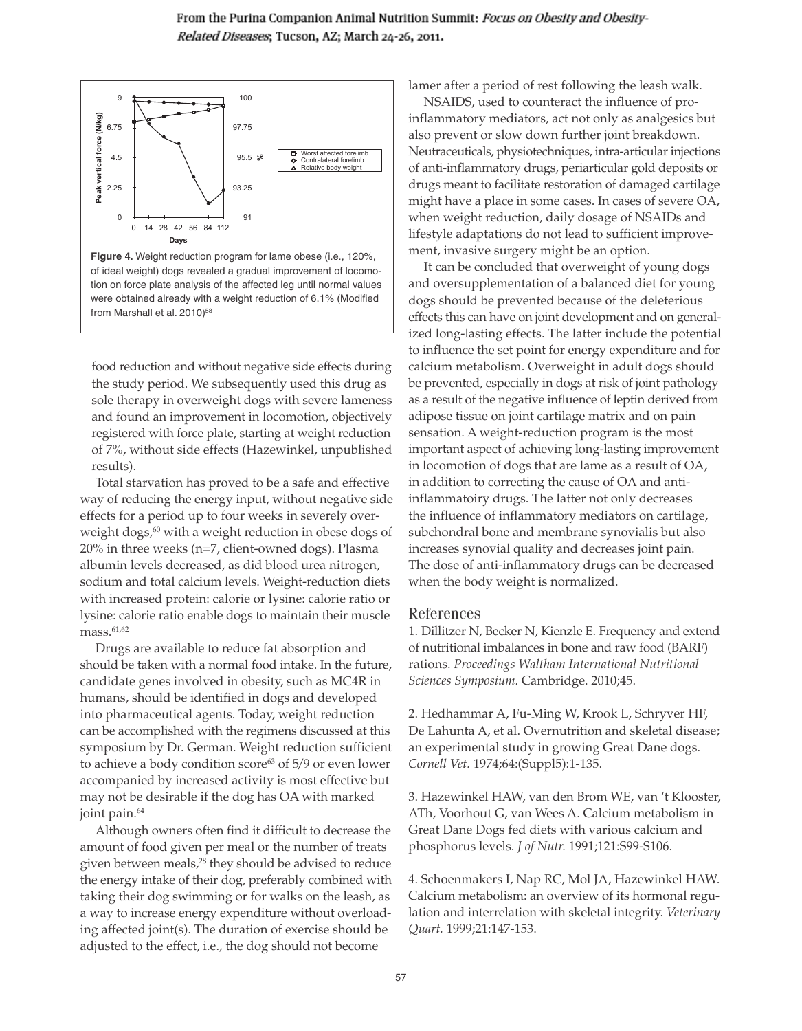Figure 4. Weight reduction program for lame obese (i.e., 120%, of ideal weight) dogs revealed a gradual improvement of locomotion on force plate analysis of the affected leg until normal values were obtained already with a weight reduction of 6.1% (Modified from Marshall et al. 2010)[58]

food reduction and without negative side effects during the study period. We subsequently used this drug as sole therapy in overweight dogs with severe lameness and found an improvement in locomotion, objectively registered with force plate, starting at weight reduction of 7%, without side effects (Hazewinkel, unpublished results).

Total starvation has proved to be a safe and effective way of reducing the energy input, without negative side effects for a period up to four weeks in severely overweight dogs,[60] with a weight reduction in obese dogs of 20% in three weeks (n=7, client-owned dogs). Plasma albumin levels decreased, as did blood urea nitrogen, sodium and total calcium levels. Weight-reduction diets with increased protein: calorie or lysine: calorie ratio or lysine: calorie ratio enable dogs to maintain their muscle mass.[61,62]

Drugs are available to reduce fat absorption and should be taken with a normal food intake. In the future, candidate genes involved in obesity, such as MC4R in humans, should be identified in dogs and developed into pharmaceutical agents. Today, weight reduction can be accomplished with the regimens discussed at this symposium by Dr. German. Weight reduction sufficient to achieve a body condition score[63] of 5/9 or even lower accompanied by increased activity is most effective but may not be desirable if the dog has OA with marked joint pain.[64]

Although owners often find it difficult to decrease the amount of food given per meal or the number of treats given between meals,[28] they should be advised to reduce the energy intake of their dog, preferably combined with taking their dog swimming or for walks on the leash, as a way to increase energy expenditure without overloading affected joint(s). The duration of exercise should be adjusted to the effect, i.e., the dog should not become lamer after a period of rest following the leash walk.

NSAIDS, used to counteract the influence of pro-inflammatory mediators, act not only as analgesics but also prevent or slow down further joint breakdown. Neutraceuticals, physiotechniques, intra-articular injections of anti-inflammatory drugs, periarticular gold deposits or drugs meant to facilitate restoration of damaged cartilage might have a place in some cases. In cases of severe OA, when weight reduction, daily dosage of NSAIDs and lifestyle adaptations do not lead to sufficient improvement, invasive surgery might be an option.

It can be concluded that overweight of young dogs and oversupplementation of a balanced diet for young dogs should be prevented because of the deleterious effects this can have on joint development and on generalized long-lasting effects. The latter include the potential to influence the set point for energy expenditure and for calcium metabolism. Overweight in adult dogs should be prevented, especially in dogs at risk of joint pathology as a result of the negative influence of leptin derived from adipose tissue on joint cartilage matrix and on pain sensation. A weight-reduction program is the most important aspect of achieving long-lasting improvement in locomotion of dogs that are lame as a result of OA, in addition to correcting the cause of OA and anti-inflammatoiry drugs. The latter not only decreases the influence of inflammatory mediators on cartilage, subchondral bone and membrane synovialis but also increases synovial quality and decreases joint pain. The dose of anti-inflammatory drugs can be decreased when the body weight is normalized.

## References

1. Dillitzer N, Becker N, Kienzle E. Frequency and extend of nutritional imbalances in bone and raw food (BARF) rations. *Proceedings Waltham International Nutritional Sciences Symposium.* Cambridge. 2010;45.

2. Hedhammar A, Fu-Ming W, Krook L, Schryver HF, De Lahunta A, et al. Overnutrition and skeletal disease; an experimental study in growing Great Dane dogs. *Cornell Vet.* 1974;64:(Suppl5):1-135.

3. Hazewinkel HAW, van den Brom WE, van 't Klooster, ATh, Voorhout G, van Wees A. Calcium metabolism in Great Dane Dogs fed diets with various calcium and phosphorus levels. *J of Nutr.* 1991;121:S99-S106.

4. Schoenmakers I, Nap RC, Mol JA, Hazewinkel HAW. Calcium metabolism: an overview of its hormonal regulation and interrelation with skeletal integrity. *Veterinary Quart.* 1999;21:147-153.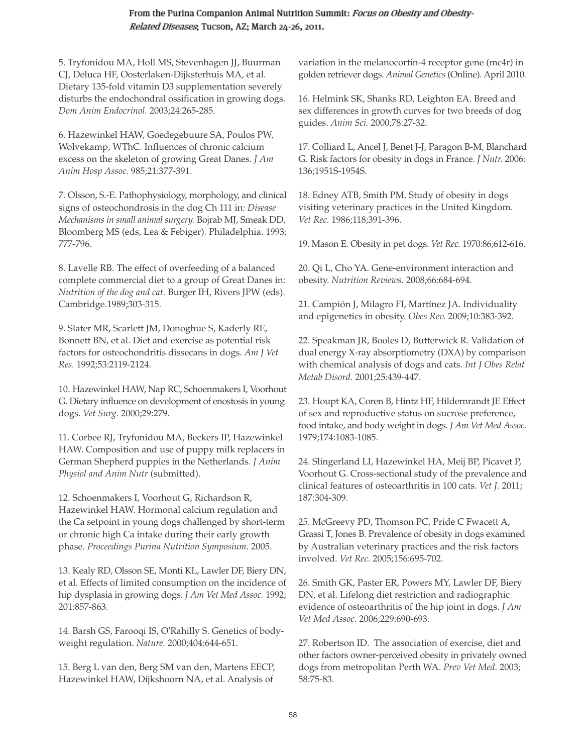5. Tryfonidou MA, Holl MS, Stevenhagen JJ, Buurman CJ, Deluca HF, Oosterlaken-Dijksterhuis MA, et al. Dietary 135-fold vitamin D3 supplementation severely disturbs the endochondral ossification in growing dogs. *Dom Anim Endocrinol.* 2003;24:265-285.

6. Hazewinkel HAW, Goedegebuure SA, Poulos PW, Wolvekamp, WThC. Influences of chronic calcium excess on the skeleton of growing Great Danes. *J Am Anim Hosp Assoc.* 985;21:377-391.

7. Olsson, S.-E. Pathophysiology, morphology, and clinical signs of osteochondrosis in the dog Ch 111 in: *Disease Mechanisms in small animal surgery.* Bojrab MJ, Smeak DD, Bloomberg MS (eds, Lea & Febiger). Philadelphia. 1993; 777-796.

8. Lavelle RB. The effect of overfeeding of a balanced complete commercial diet to a group of Great Danes in: *Nutrition of the dog and cat.* Burger IH, Rivers JPW (eds). Cambridge.1989;303-315.

9. Slater MR, Scarlett JM, Donoghue S, Kaderly RE, Bonnett BN, et al. Diet and exercise as potential risk factors for osteochondritis dissecans in dogs. *Am J Vet Res.* 1992;53:2119-2124.

10. Hazewinkel HAW, Nap RC, Schoenmakers I, Voorhout G. Dietary influence on development of enostosis in young dogs. *Vet Surg.* 2000;29:279.

11. Corbee RJ, Tryfonidou MA, Beckers IP, Hazewinkel HAW. Composition and use of puppy milk replacers in German Shepherd puppies in the Netherlands. *J Anim Physiol and Anim Nutr* (submitted).

12. Schoenmakers I, Voorhout G, Richardson R, Hazewinkel HAW. Hormonal calcium regulation and the Ca setpoint in young dogs challenged by short-term or chronic high Ca intake during their early growth phase. *Proceedings Purina Nutrition Symposium.* 2005.

13. Kealy RD, Olsson SE, Monti KL, Lawler DF, Biery DN, et al. Effects of limited consumption on the incidence of hip dysplasia in growing dogs. *J Am Vet Med Assoc.* 1992; 201:857-863.

14. Barsh GS, Farooqi IS, O'Rahilly S. Genetics of body-weight regulation. *Nature.* 2000;404:644-651.

15. Berg L van den, Berg SM van den, Martens EECP, Hazewinkel HAW, Dijkshoorn NA, et al. Analysis of variation in the melanocortin-4 receptor gene (mc4r) in golden retriever dogs. *Animal Genetics* (Online). April 2010.

16. Helmink SK, Shanks RD, Leighton EA. Breed and sex differences in growth curves for two breeds of dog guides. *Anim Sci.* 2000;78:27-32.

17. Colliard L, Ancel J, Benet J-J, Paragon B-M, Blanchard G. Risk factors for obesity in dogs in France. *J Nutr.* 2006: 136;1951S-1954S.

18. Edney ATB, Smith PM. Study of obesity in dogs visiting veterinary practices in the United Kingdom. *Vet Rec.* 1986;118;391-396.

19. Mason E. Obesity in pet dogs. *Vet Rec.* 1970:86;612-616.

20. Qi L, Cho YA. Gene-environment interaction and obesity. *Nutrition Reviews.* 2008;66:684-694.

21. Campión J, Milagro FI, Martínez JA. Individuality and epigenetics in obesity. *Obes Rev.* 2009;10:383-392.

22. Speakman JR, Booles D, Butterwick R. Validation of dual energy X-ray absorptiometry (DXA) by comparison with chemical analysis of dogs and cats. *Int J Obes Relat Metab Disord.* 2001;25:439-447.

23. Houpt KA, Coren B, Hintz HF, Hildernrandt JE Effect of sex and reproductive status on sucrose preference, food intake, and body weight in dogs. *J Am Vet Med Assoc.* 1979;174:1083-1085.

24. Slingerland LI, Hazewinkel HA, Meij BP, Picavet P, Voorhout G. Cross-sectional study of the prevalence and clinical features of osteoarthritis in 100 cats. *Vet J.* 2011; 187:304-309.

25. McGreevy PD, Thomson PC, Pride C Fwacett A, Grassi T, Jones B. Prevalence of obesity in dogs examined by Australian veterinary practices and the risk factors involved. *Vet Rec.* 2005;156:695-702.

26. Smith GK, Paster ER, Powers MY, Lawler DF, Biery DN, et al. Lifelong diet restriction and radiographic evidence of osteoarthritis of the hip joint in dogs. *J Am Vet Med Assoc.* 2006;229:690-693.

27. Robertson ID. The association of exercise, diet and other factors owner-perceived obesity in privately owned dogs from metropolitan Perth WA. *Prev Vet Med.* 2003; 58:75-83.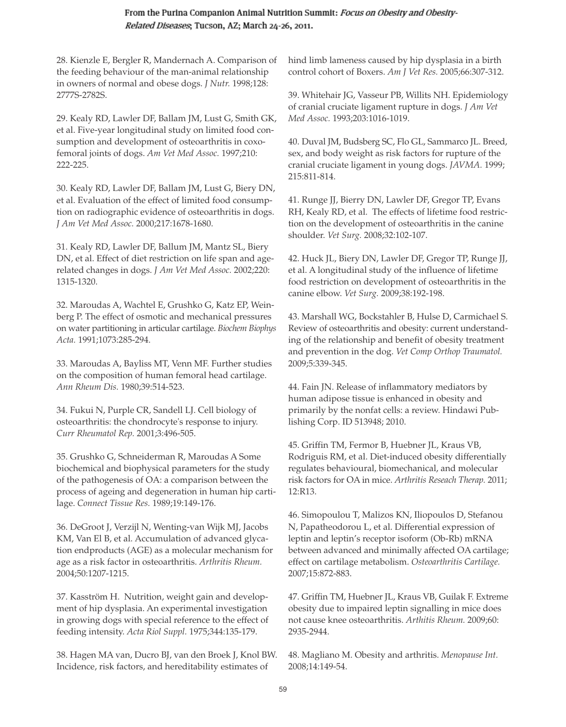28. Kienzle E, Bergler R, Mandernach A. Comparison of the feeding behaviour of the man-animal relationship in owners of normal and obese dogs. *J Nutr.* 1998;128: 2777S-2782S.

29. Kealy RD, Lawler DF, Ballam JM, Lust G, Smith GK, et al. Five-year longitudinal study on limited food consumption and development of osteoarthritis in coxofemoral joints of dogs. *Am Vet Med Assoc.* 1997;210: 222-225.

30. Kealy RD, Lawler DF, Ballam JM, Lust G, Biery DN, et al. Evaluation of the effect of limited food consumption on radiographic evidence of osteoarthritis in dogs. *J Am Vet Med Assoc.* 2000;217:1678-1680.

31. Kealy RD, Lawler DF, Ballum JM, Mantz SL, Biery DN, et al. Effect of diet restriction on life span and age-related changes in dogs. *J Am Vet Med Assoc.* 2002;220: 1315-1320.

32. Maroudas A, Wachtel E, Grushko G, Katz EP, Weinberg P. The effect of osmotic and mechanical pressures on water partitioning in articular cartilage. *Biochem Biophys Acta.* 1991;1073:285-294.

33. Maroudas A, Bayliss MT, Venn MF. Further studies on the composition of human femoral head cartilage. *Ann Rheum Dis.* 1980;39:514-523.

34. Fukui N, Purple CR, Sandell LJ. Cell biology of osteoarthritis: the chondrocyte's response to injury. *Curr Rheumatol Rep.* 2001;3:496-505.

35. Grushko G, Schneiderman R, Maroudas A Some biochemical and biophysical parameters for the study of the pathogenesis of OA: a comparison between the process of ageing and degeneration in human hip cartilage. *Connect Tissue Res.* 1989;19:149-176.

36. DeGroot J, Verzijl N, Wenting-van Wijk MJ, Jacobs KM, Van El B, et al. Accumulation of advanced glycation endproducts (AGE) as a molecular mechanism for age as a risk factor in osteoarthritis. *Arthritis Rheum.* 2004;50:1207-1215.

37. Kasström H. Nutrition, weight gain and development of hip dysplasia. An experimental investigation in growing dogs with special reference to the effect of feeding intensity. *Acta Riol Suppl.* 1975;344:135-179.

38. Hagen MA van, Ducro BJ, van den Broek J, Knol BW. Incidence, risk factors, and hereditability estimates of hind limb lameness caused by hip dysplasia in a birth control cohort of Boxers. *Am J Vet Res.* 2005;66:307-312.

39. Whitehair JG, Vasseur PB, Willits NH. Epidemiology of cranial cruciate ligament rupture in dogs. *J Am Vet Med Assoc.* 1993;203:1016-1019.

40. Duval JM, Budsberg SC, Flo GL, Sammarco JL. Breed, sex, and body weight as risk factors for rupture of the cranial cruciate ligament in young dogs. *JAVMA.* 1999; 215:811-814.

41. Runge JJ, Bierry DN, Lawler DF, Gregor TP, Evans RH, Kealy RD, et al. The effects of lifetime food restriction on the development of osteoarthritis in the canine shoulder. *Vet Surg.* 2008;32:102-107.

42. Huck JL, Biery DN, Lawler DF, Gregor TP, Runge JJ, et al. A longitudinal study of the influence of lifetime food restriction on development of osteoarthritis in the canine elbow. *Vet Surg.* 2009;38:192-198.

43. Marshall WG, Bockstahler B, Hulse D, Carmichael S. Review of osteoarthritis and obesity: current understanding of the relationship and benefit of obesity treatment and prevention in the dog. *Vet Comp Orthop Traumatol.* 2009;5:339-345.

44. Fain JN. Release of inflammatory mediators by human adipose tissue is enhanced in obesity and primarily by the nonfat cells: a review. Hindawi Publishing Corp. ID 513948; 2010.

45. Griffin TM, Fermor B, Huebner JL, Kraus VB, Rodriguis RM, et al. Diet-induced obesity differentially regulates behavioural, biomechanical, and molecular risk factors for OA in mice. *Arthritis Reseach Therap.* 2011; 12:R13.

46. Simopoulou T, Malizos KN, Iliopoulos D, Stefanou N, Papatheodorou L, et al. Differential expression of leptin and leptin's receptor isoform (Ob-Rb) mRNA between advanced and minimally affected OA cartilage; effect on cartilage metabolism. *Osteoarthritis Cartilage.* 2007;15:872-883.

47. Griffin TM, Huebner JL, Kraus VB, Guilak F. Extreme obesity due to impaired leptin signalling in mice does not cause knee osteoarthritis. *Arthitis Rheum.* 2009;60: 2935-2944.

48. Magliano M. Obesity and arthritis. *Menopause Int.* 2008;14:149-54.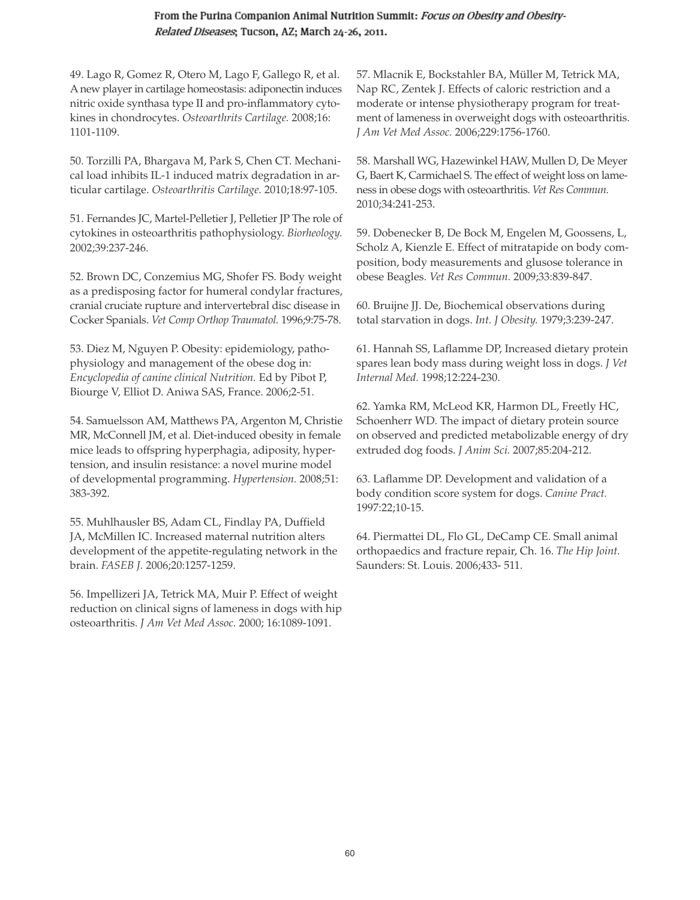49. Lago R, Gomez R, Otero M, Lago F, Gallego R, et al. A new player in cartilage homeostasis: adiponectin induces nitric oxide synthasa type II and pro-inflammatory cytokines in chondrocytes. *Osteoarthrits Cartilage.* 2008;16: 1101-1109.

50. Torzilli PA, Bhargava M, Park S, Chen CT. Mechanical load inhibits IL-1 induced matrix degradation in articular cartilage. *Osteoarthritis Cartilage.* 2010;18:97-105.

51. Fernandes JC, Martel-Pelletier J, Pelletier JP The role of cytokines in osteoarthritis pathophysiology. *Biorheology.* 2002;39:237-246.

52. Brown DC, Conzemius MG, Shofer FS. Body weight as a predisposing factor for humeral condylar fractures, cranial cruciate rupture and intervertebral disc disease in Cocker Spanials. *Vet Comp Orthop Traumatol.* 1996;9:75-78.

53. Diez M, Nguyen P. Obesity: epidemiology, pathophysiology and management of the obese dog in: *Encyclopedia of canine clinical Nutrition.* Ed by Pibot P, Biourge V, Elliot D. Aniwa SAS, France. 2006;2-51.

54. Samuelsson AM, Matthews PA, Argenton M, Christie MR, McConnell JM, et al. Diet-induced obesity in female mice leads to offspring hyperphagia, adiposity, hypertension, and insulin resistance: a novel murine model of developmental programming. *Hypertension.* 2008;51: 383-392.

55. Muhlhausler BS, Adam CL, Findlay PA, Duffield JA, McMillen IC. Increased maternal nutrition alters development of the appetite-regulating network in the brain. *FASEB J.* 2006;20:1257-1259.

56. Impellizeri JA, Tetrick MA, Muir P. Effect of weight reduction on clinical signs of lameness in dogs with hip osteoarthritis. *J Am Vet Med Assoc.* 2000; 16:1089-1091.

57. Mlacnik E, Bockstahler BA, Müller M, Tetrick MA, Nap RC, Zentek J. Effects of caloric restriction and a moderate or intense physiotherapy program for treatment of lameness in overweight dogs with osteoarthritis. *J Am Vet Med Assoc.* 2006;229:1756-1760.

58. Marshall WG, Hazewinkel HAW, Mullen D, De Meyer G, Baert K, Carmichael S. The effect of weight loss on lameness in obese dogs with osteoarthritis. *Vet Res Commun.* 2010;34:241-253.

59. Dobenecker B, De Bock M, Engelen M, Goossens, L, Scholz A, Kienzle E. Effect of mitratapide on body composition, body measurements and glusose tolerance in obese Beagles. *Vet Res Commun.* 2009;33:839-847.

60. Bruijne JJ. De, Biochemical observations during total starvation in dogs. *Int. J Obesity.* 1979;3:239-247.

61. Hannah SS, Laflamme DP, Increased dietary protein spares lean body mass during weight loss in dogs. *J Vet Internal Med.* 1998;12:224-230.

62. Yamka RM, McLeod KR, Harmon DL, Freetly HC, Schoenherr WD. The impact of dietary protein source on observed and predicted metabolizable energy of dry extruded dog foods. *J Anim Sci.* 2007;85:204-212.

63. Laflamme DP. Development and validation of a body condition score system for dogs. *Canine Pract.* 1997:22;10-15.

64. Piermattei DL, Flo GL, DeCamp CE. Small animal orthopaedics and fracture repair, Ch. 16. *The Hip Joint.* Saunders: St. Louis. 2006;433- 511.